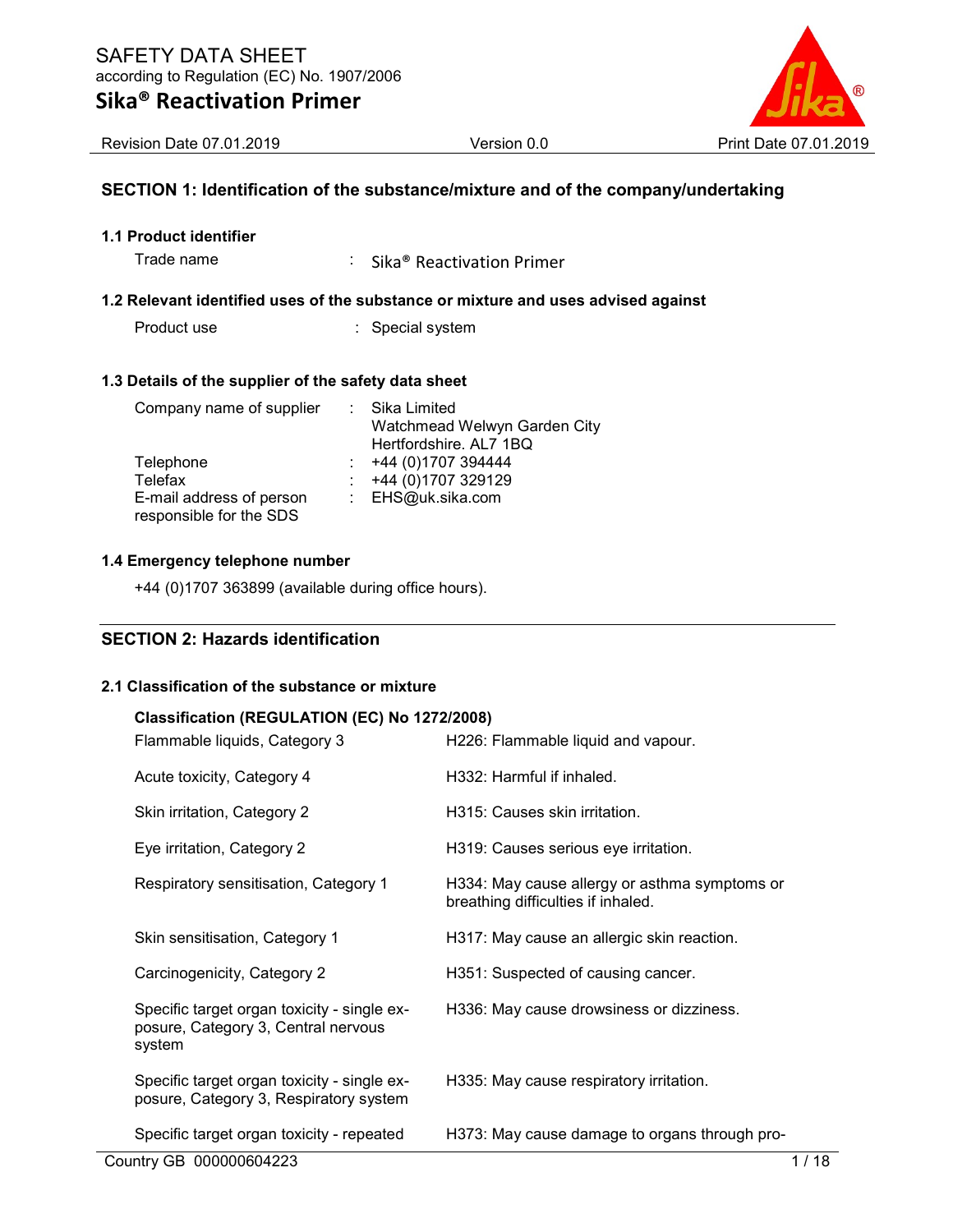# SAFETY DATA SHEET

according to Regulation (EC) No. 1907/2006

# Sika® Reactivation Primer

Revision Date 07.01.2019 | Version 0.0 | Print Date 07.01.2019

## SECTION 1: Identification of the substance/mixture and of the company/undertaking

### 1.1 Product identifier

Trade name : Sika® Reactivation Primer

### 1.2 Relevant identified uses of the substance or mixture and uses advised against

Product use : Special system

### 1.3 Details of the supplier of the safety data sheet

| | |
|---|---|
| Company name of supplier | : Sika Limited<br>Watchmead Welwyn Garden City<br>Hertfordshire. AL7 1BQ |
| Telephone | : +44 (0)1707 394444 |
| Telefax | : +44 (0)1707 329129 |
| E-mail address of person responsible for the SDS | : EHS@uk.sika.com |

### 1.4 Emergency telephone number

+44 (0)1707 363899 (available during office hours).

## SECTION 2: Hazards identification

### 2.1 Classification of the substance or mixture

**Classification (REGULATION (EC) No 1272/2008)**

| | |
|---|---|
| Flammable liquids, Category 3 | H226: Flammable liquid and vapour. |
| Acute toxicity, Category 4 | H332: Harmful if inhaled. |
| Skin irritation, Category 2 | H315: Causes skin irritation. |
| Eye irritation, Category 2 | H319: Causes serious eye irritation. |
| Respiratory sensitisation, Category 1 | H334: May cause allergy or asthma symptoms or breathing difficulties if inhaled. |
| Skin sensitisation, Category 1 | H317: May cause an allergic skin reaction. |
| Carcinogenicity, Category 2 | H351: Suspected of causing cancer. |
| Specific target organ toxicity - single exposure, Category 3, Central nervous system | H336: May cause drowsiness or dizziness. |
| Specific target organ toxicity - single exposure, Category 3, Respiratory system | H335: May cause respiratory irritation. |
| Specific target organ toxicity - repeated | H373: May cause damage to organs through pro- |

Country GB 000000604223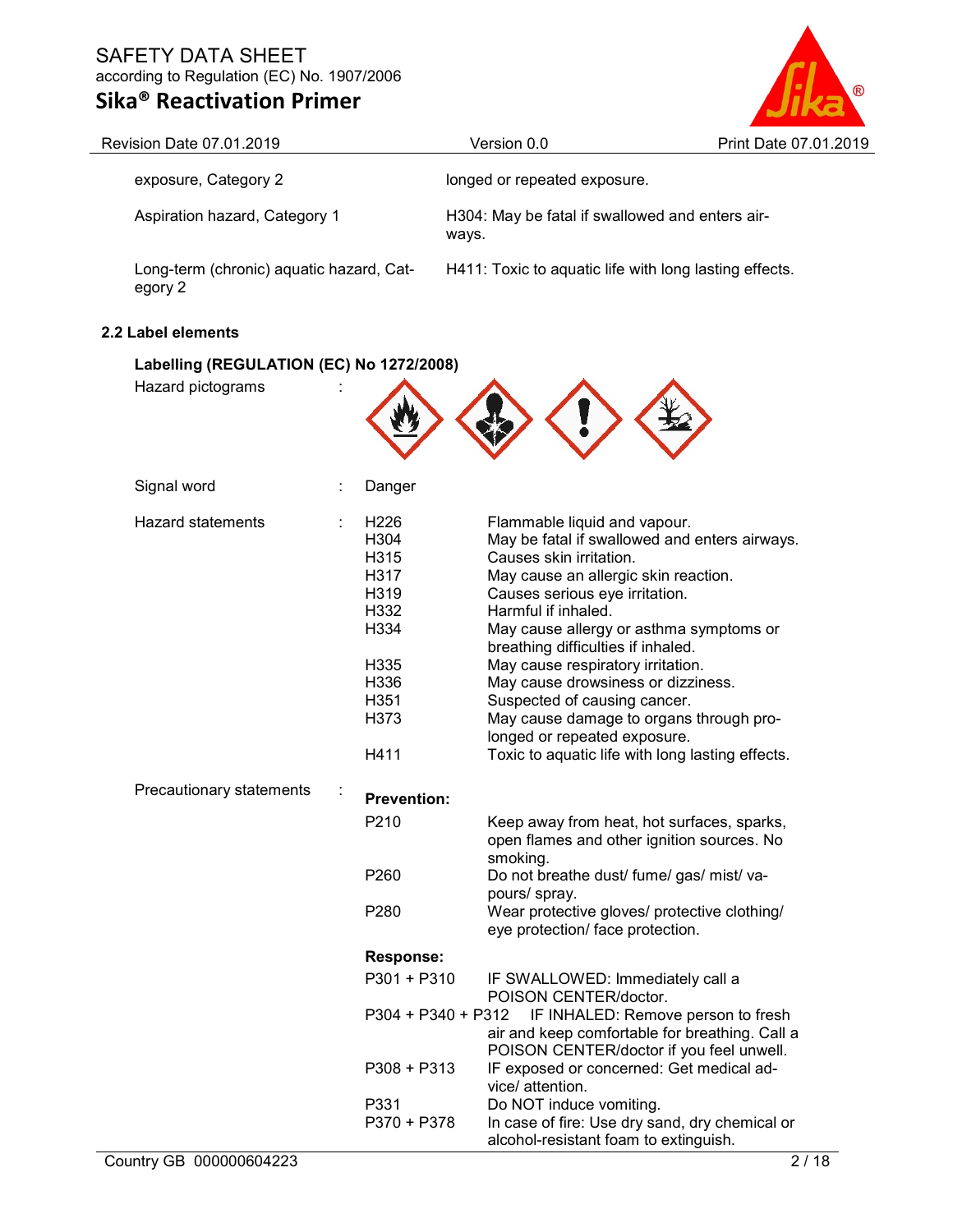| | |
|---|---|
| exposure, Category 2 | longed or repeated exposure. |
| Aspiration hazard, Category 1 | H304: May be fatal if swallowed and enters airways. |
| Long-term (chronic) aquatic hazard, Category 2 | H411: Toxic to aquatic life with long lasting effects. |

### 2.2 Label elements

**Labelling (REGULATION (EC) No 1272/2008)**

Hazard pictograms :

Signal word : Danger

Hazard statements :

| | |
|---|---|
| H226 | Flammable liquid and vapour. |
| H304 | May be fatal if swallowed and enters airways. |
| H315 | Causes skin irritation. |
| H317 | May cause an allergic skin reaction. |
| H319 | Causes serious eye irritation. |
| H332 | Harmful if inhaled. |
| H334 | May cause allergy or asthma symptoms or breathing difficulties if inhaled. |
| H335 | May cause respiratory irritation. |
| H336 | May cause drowsiness or dizziness. |
| H351 | Suspected of causing cancer. |
| H373 | May cause damage to organs through prolonged or repeated exposure. |
| H411 | Toxic to aquatic life with long lasting effects. |

Precautionary statements :

**Prevention:**

| | |
|---|---|
| P210 | Keep away from heat, hot surfaces, sparks, open flames and other ignition sources. No smoking. |
| P260 | Do not breathe dust/ fume/ gas/ mist/ vapours/ spray. |
| P280 | Wear protective gloves/ protective clothing/ eye protection/ face protection. |

**Response:**

| | |
|---|---|
| P301 + P310 | IF SWALLOWED: Immediately call a POISON CENTER/doctor. |
| P304 + P340 + P312 | IF INHALED: Remove person to fresh air and keep comfortable for breathing. Call a POISON CENTER/doctor if you feel unwell. |
| P308 + P313 | IF exposed or concerned: Get medical advice/ attention. |
| P331 | Do NOT induce vomiting. |
| P370 + P378 | In case of fire: Use dry sand, dry chemical or alcohol-resistant foam to extinguish. |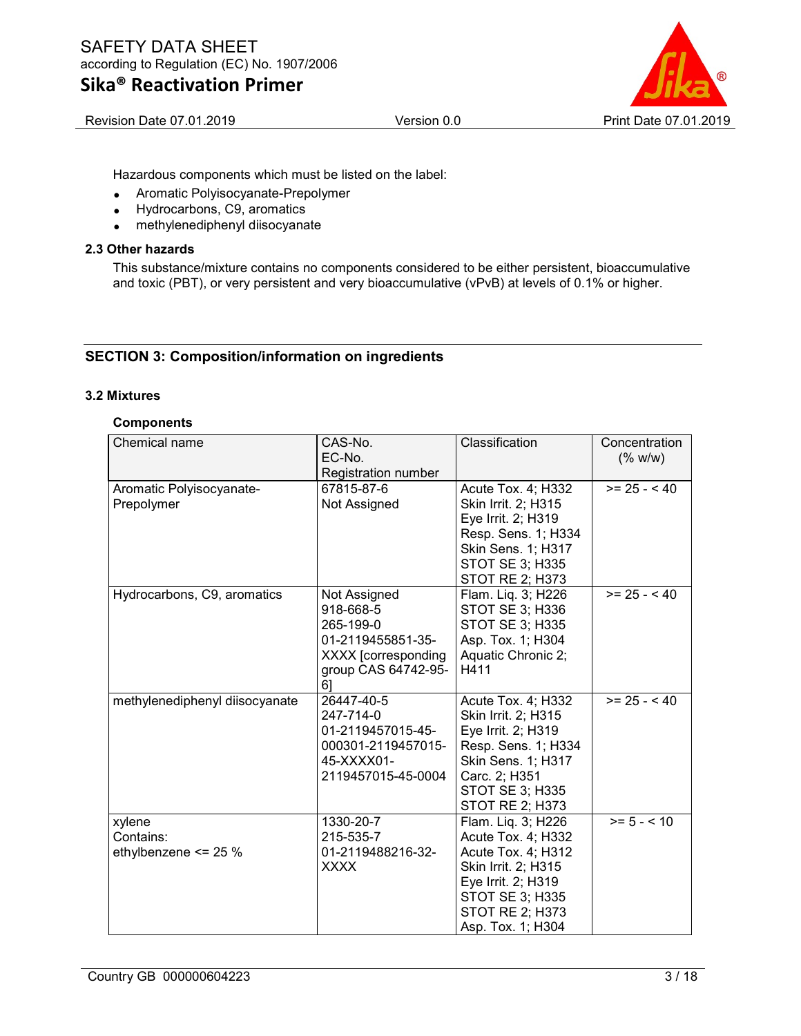Hazardous components which must be listed on the label:

- Aromatic Polyisocyanate-Prepolymer
- Hydrocarbons, C9, aromatics
- methylenediphenyl diisocyanate

### 2.3 Other hazards

This substance/mixture contains no components considered to be either persistent, bioaccumulative and toxic (PBT), or very persistent and very bioaccumulative (vPvB) at levels of 0.1% or higher.

## SECTION 3: Composition/information on ingredients

### 3.2 Mixtures

**Components**

| Chemical name | CAS-No.<br>EC-No.<br>Registration number | Classification | Concentration (% w/w) |
|---|---|---|---|
| Aromatic Polyisocyanate-Prepolymer | 67815-87-6<br>Not Assigned | Acute Tox. 4; H332<br>Skin Irrit. 2; H315<br>Eye Irrit. 2; H319<br>Resp. Sens. 1; H334<br>Skin Sens. 1; H317<br>STOT SE 3; H335<br>STOT RE 2; H373 | >= 25 - < 40 |
| Hydrocarbons, C9, aromatics | Not Assigned<br>918-668-5<br>265-199-0<br>01-2119455851-35-XXXX [corresponding group CAS 64742-95-6] | Flam. Liq. 3; H226<br>STOT SE 3; H336<br>STOT SE 3; H335<br>Asp. Tox. 1; H304<br>Aquatic Chronic 2; H411 | >= 25 - < 40 |
| methylenediphenyl diisocyanate | 26447-40-5<br>247-714-0<br>01-2119457015-45-000301-2119457015-45-XXXX01-2119457015-45-0004 | Acute Tox. 4; H332<br>Skin Irrit. 2; H315<br>Eye Irrit. 2; H319<br>Resp. Sens. 1; H334<br>Skin Sens. 1; H317<br>Carc. 2; H351<br>STOT SE 3; H335<br>STOT RE 2; H373 | >= 25 - < 40 |
| xylene<br>Contains:<br>ethylbenzene <= 25 % | 1330-20-7<br>215-535-7<br>01-2119488216-32-XXXX | Flam. Liq. 3; H226<br>Acute Tox. 4; H332<br>Acute Tox. 4; H312<br>Skin Irrit. 2; H315<br>Eye Irrit. 2; H319<br>STOT SE 3; H335<br>STOT RE 2; H373<br>Asp. Tox. 1; H304 | >= 5 - < 10 |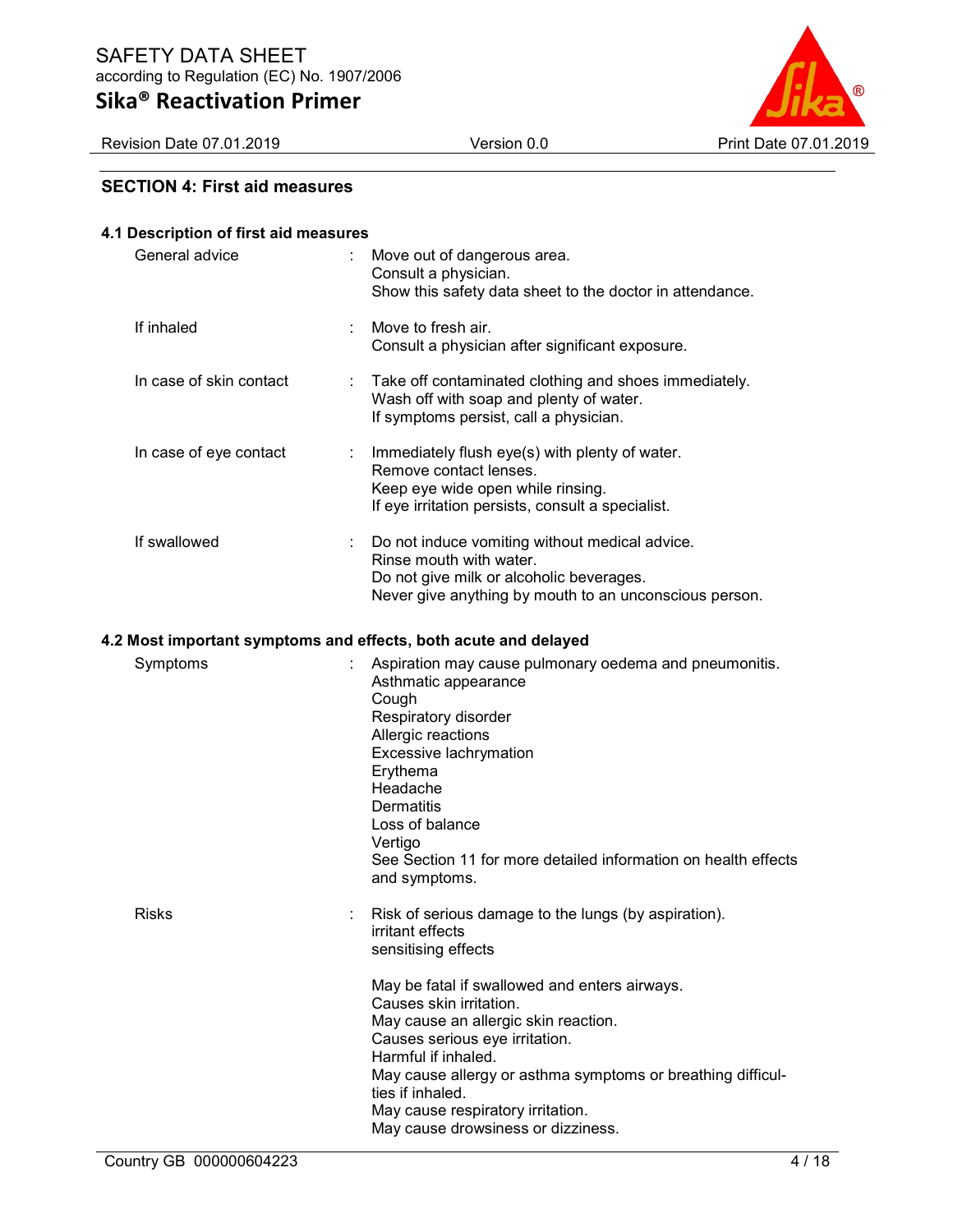## SECTION 4: First aid measures

### 4.1 Description of first aid measures

| | |
|---|---|
| General advice | Move out of dangerous area.<br>Consult a physician.<br>Show this safety data sheet to the doctor in attendance. |
| If inhaled | Move to fresh air.<br>Consult a physician after significant exposure. |
| In case of skin contact | Take off contaminated clothing and shoes immediately.<br>Wash off with soap and plenty of water.<br>If symptoms persist, call a physician. |
| In case of eye contact | Immediately flush eye(s) with plenty of water.<br>Remove contact lenses.<br>Keep eye wide open while rinsing.<br>If eye irritation persists, consult a specialist. |
| If swallowed | Do not induce vomiting without medical advice.<br>Rinse mouth with water.<br>Do not give milk or alcoholic beverages.<br>Never give anything by mouth to an unconscious person. |

### 4.2 Most important symptoms and effects, both acute and delayed

| | |
|---|---|
| Symptoms | Aspiration may cause pulmonary oedema and pneumonitis.<br>Asthmatic appearance<br>Cough<br>Respiratory disorder<br>Allergic reactions<br>Excessive lachrymation<br>Erythema<br>Headache<br>Dermatitis<br>Loss of balance<br>Vertigo<br>See Section 11 for more detailed information on health effects and symptoms. |
| Risks | Risk of serious damage to the lungs (by aspiration).<br>irritant effects<br>sensitising effects<br><br>May be fatal if swallowed and enters airways.<br>Causes skin irritation.<br>May cause an allergic skin reaction.<br>Causes serious eye irritation.<br>Harmful if inhaled.<br>May cause allergy or asthma symptoms or breathing difficulties if inhaled.<br>May cause respiratory irritation.<br>May cause drowsiness or dizziness. |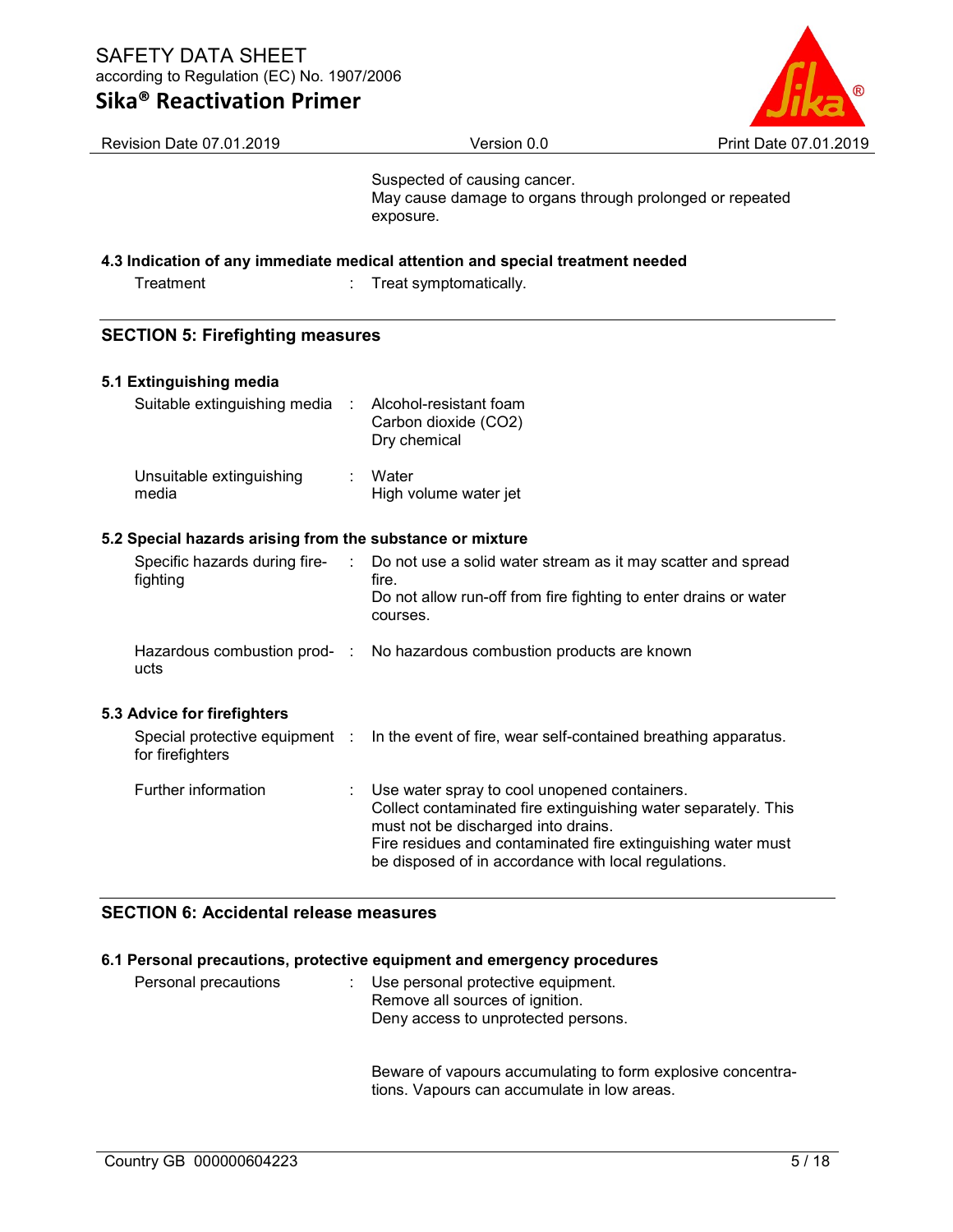Suspected of causing cancer.
May cause damage to organs through prolonged or repeated exposure.

### 4.3 Indication of any immediate medical attention and special treatment needed

| | | |
|---|---|---|
| Treatment | : | Treat symptomatically. |

## SECTION 5: Firefighting measures

### 5.1 Extinguishing media

| | | |
|---|---|---|
| Suitable extinguishing media | : | Alcohol-resistant foam<br>Carbon dioxide ($CO_2$)<br>Dry chemical |
| Unsuitable extinguishing media | : | Water<br>High volume water jet |

### 5.2 Special hazards arising from the substance or mixture

| | | |
|---|---|---|
| Specific hazards during fire-fighting | : | Do not use a solid water stream as it may scatter and spread fire.<br>Do not allow run-off from fire fighting to enter drains or water courses. |
| Hazardous combustion products | : | No hazardous combustion products are known |

### 5.3 Advice for firefighters

| | | |
|---|---|---|
| Special protective equipment for firefighters | : | In the event of fire, wear self-contained breathing apparatus. |
| Further information | : | Use water spray to cool unopened containers.<br>Collect contaminated fire extinguishing water separately. This must not be discharged into drains.<br>Fire residues and contaminated fire extinguishing water must be disposed of in accordance with local regulations. |

## SECTION 6: Accidental release measures

### 6.1 Personal precautions, protective equipment and emergency procedures

| | | |
|---|---|---|
| Personal precautions | : | Use personal protective equipment.<br>Remove all sources of ignition.<br>Deny access to unprotected persons.<br><br>Beware of vapours accumulating to form explosive concentrations. Vapours can accumulate in low areas. |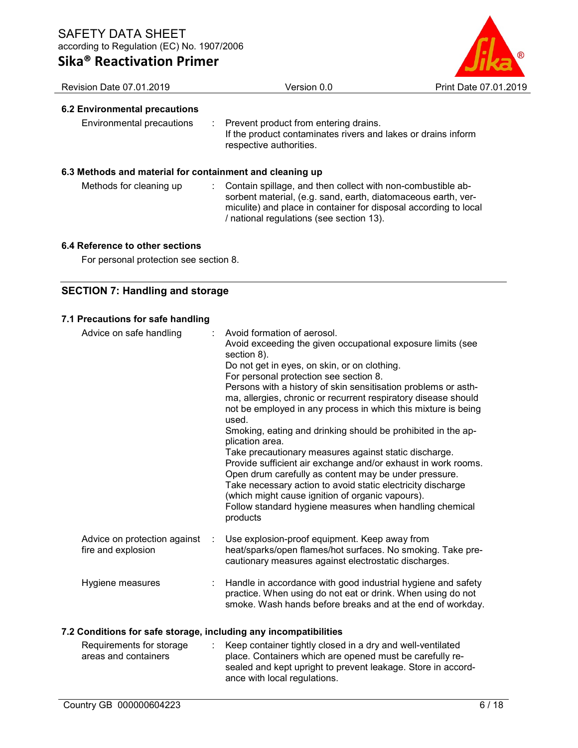### 6.2 Environmental precautions

| | |
|---|---|
| Environmental precautions | Prevent product from entering drains. If the product contaminates rivers and lakes or drains inform respective authorities. |

### 6.3 Methods and material for containment and cleaning up

| | |
|---|---|
| Methods for cleaning up | Contain spillage, and then collect with non-combustible absorbent material, (e.g. sand, earth, diatomaceous earth, vermiculite) and place in container for disposal according to local / national regulations (see section 13). |

### 6.4 Reference to other sections

For personal protection see section 8.

## SECTION 7: Handling and storage

### 7.1 Precautions for safe handling

| | |
|---|---|
| Advice on safe handling | Avoid formation of aerosol.<br>Avoid exceeding the given occupational exposure limits (see section 8).<br>Do not get in eyes, on skin, or on clothing.<br>For personal protection see section 8.<br>Persons with a history of skin sensitisation problems or asthma, allergies, chronic or recurrent respiratory disease should not be employed in any process in which this mixture is being used.<br>Smoking, eating and drinking should be prohibited in the application area.<br>Take precautionary measures against static discharge.<br>Provide sufficient air exchange and/or exhaust in work rooms.<br>Open drum carefully as content may be under pressure.<br>Take necessary action to avoid static electricity discharge (which might cause ignition of organic vapours).<br>Follow standard hygiene measures when handling chemical products |
| Advice on protection against fire and explosion | Use explosion-proof equipment. Keep away from heat/sparks/open flames/hot surfaces. No smoking. Take precautionary measures against electrostatic discharges. |
| Hygiene measures | Handle in accordance with good industrial hygiene and safety practice. When using do not eat or drink. When using do not smoke. Wash hands before breaks and at the end of workday. |

### 7.2 Conditions for safe storage, including any incompatibilities

| | |
|---|---|
| Requirements for storage areas and containers | Keep container tightly closed in a dry and well-ventilated place. Containers which are opened must be carefully resealed and kept upright to prevent leakage. Store in accordance with local regulations. |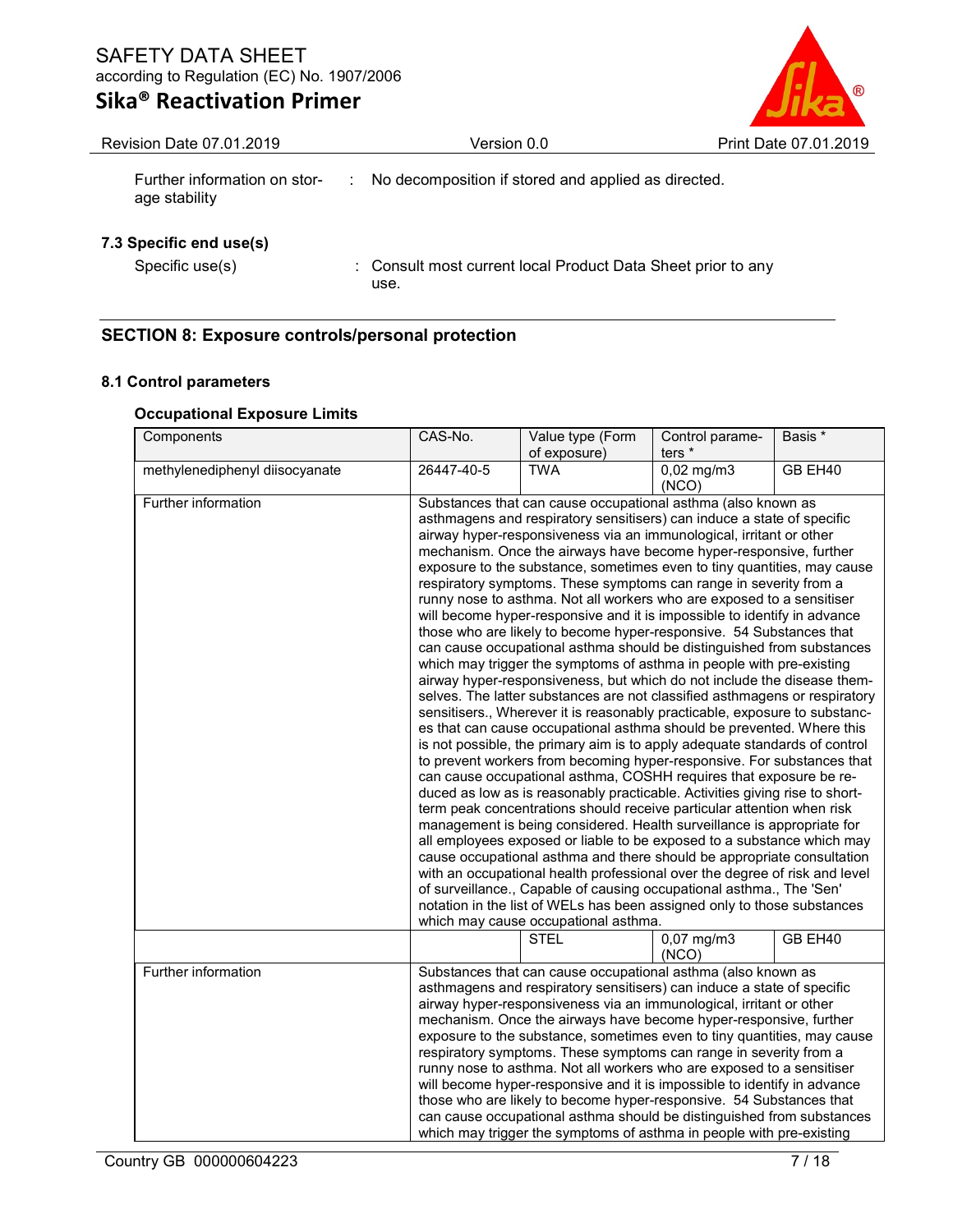Further information on storage stability : No decomposition if stored and applied as directed.

**7.3 Specific end use(s)**

Specific use(s) : Consult most current local Product Data Sheet prior to any use.

## SECTION 8: Exposure controls/personal protection

### 8.1 Control parameters

#### Occupational Exposure Limits

| Components | CAS-No. | Value type (Form of exposure) | Control parameters * | Basis * |
|---|---|---|---|---|
| methylenediphenyl diisocyanate | 26447-40-5 | TWA | 0,02 mg/m3 (NCO) | GB EH40 |
| Further information | Substances that can cause occupational asthma (also known as asthmagens and respiratory sensitisers) can induce a state of specific airway hyper-responsiveness via an immunological, irritant or other mechanism. Once the airways have become hyper-responsive, further exposure to the substance, sometimes even to tiny quantities, may cause respiratory symptoms. These symptoms can range in severity from a runny nose to asthma. Not all workers who are exposed to a sensitiser will become hyper-responsive and it is impossible to identify in advance those who are likely to become hyper-responsive. 54 Substances that can cause occupational asthma should be distinguished from substances which may trigger the symptoms of asthma in people with pre-existing airway hyper-responsiveness, but which do not include the disease themselves. The latter substances are not classified asthmagens or respiratory sensitisers., Wherever it is reasonably practicable, exposure to substances that can cause occupational asthma should be prevented. Where this is not possible, the primary aim is to apply adequate standards of control to prevent workers from becoming hyper-responsive. For substances that can cause occupational asthma, COSHH requires that exposure be reduced as low as is reasonably practicable. Activities giving rise to short-term peak concentrations should receive particular attention when risk management is being considered. Health surveillance is appropriate for all employees exposed or liable to be exposed to a substance which may cause occupational asthma and there should be appropriate consultation with an occupational health professional over the degree of risk and level of surveillance., Capable of causing occupational asthma., The 'Sen' notation in the list of WELs has been assigned only to those substances which may cause occupational asthma. | | | |
| | | STEL | 0,07 mg/m3 (NCO) | GB EH40 |
| Further information | Substances that can cause occupational asthma (also known as asthmagens and respiratory sensitisers) can induce a state of specific airway hyper-responsiveness via an immunological, irritant or other mechanism. Once the airways have become hyper-responsive, further exposure to the substance, sometimes even to tiny quantities, may cause respiratory symptoms. These symptoms can range in severity from a runny nose to asthma. Not all workers who are exposed to a sensitiser will become hyper-responsive and it is impossible to identify in advance those who are likely to become hyper-responsive. 54 Substances that can cause occupational asthma should be distinguished from substances which may trigger the symptoms of asthma in people with pre-existing | | | |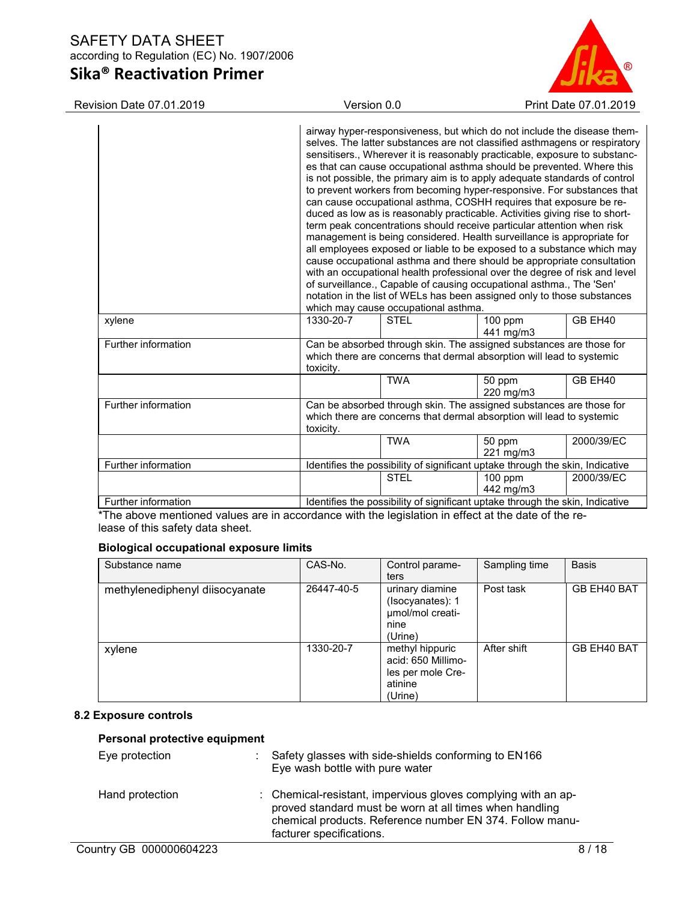| | | | | |
|---|---|---|---|---|
| | airway hyper-responsiveness, but which do not include the disease themselves. The latter substances are not classified asthmagens or respiratory sensitisers., Wherever it is reasonably practicable, exposure to substances that can cause occupational asthma should be prevented. Where this is not possible, the primary aim is to apply adequate standards of control to prevent workers from becoming hyper-responsive. For substances that can cause occupational asthma, COSHH requires that exposure be reduced as low as is reasonably practicable. Activities giving rise to short-term peak concentrations should receive particular attention when risk management is being considered. Health surveillance is appropriate for all employees exposed or liable to be exposed to a substance which may cause occupational asthma and there should be appropriate consultation with an occupational health professional over the degree of risk and level of surveillance., Capable of causing occupational asthma., The 'Sen' notation in the list of WELs has been assigned only to those substances which may cause occupational asthma. | | | |
| xylene | 1330-20-7 | STEL | 100 ppm<br>441 mg/m3 | GB EH40 |
| Further information | Can be absorbed through skin. The assigned substances are those for which there are concerns that dermal absorption will lead to systemic toxicity. | | | |
| | | TWA | 50 ppm<br>220 mg/m3 | GB EH40 |
| Further information | Can be absorbed through skin. The assigned substances are those for which there are concerns that dermal absorption will lead to systemic toxicity. | | | |
| | | TWA | 50 ppm<br>221 mg/m3 | 2000/39/EC |
| Further information | Identifies the possibility of significant uptake through the skin, Indicative | | | |
| | | STEL | 100 ppm<br>442 mg/m3 | 2000/39/EC |
| Further information | Identifies the possibility of significant uptake through the skin, Indicative | | | |

*The above mentioned values are in accordance with the legislation in effect at the date of the release of this safety data sheet.

**Biological occupational exposure limits**

| Substance name | CAS-No. | Control parameters | Sampling time | Basis |
|---|---|---|---|---|
| methylenediphenyl diisocyanate | 26447-40-5 | urinary diamine (Isocyanates): 1 µmol/mol creatinine (Urine) | Post task | GB EH40 BAT |
| xylene | 1330-20-7 | methyl hippuric acid: 650 Millimoles per mole Creatinine (Urine) | After shift | GB EH40 BAT |

### 8.2 Exposure controls

**Personal protective equipment**

Eye protection : Safety glasses with side-shields conforming to EN166
Eye wash bottle with pure water

Hand protection : Chemical-resistant, impervious gloves complying with an approved standard must be worn at all times when handling chemical products. Reference number EN 374. Follow manufacturer specifications.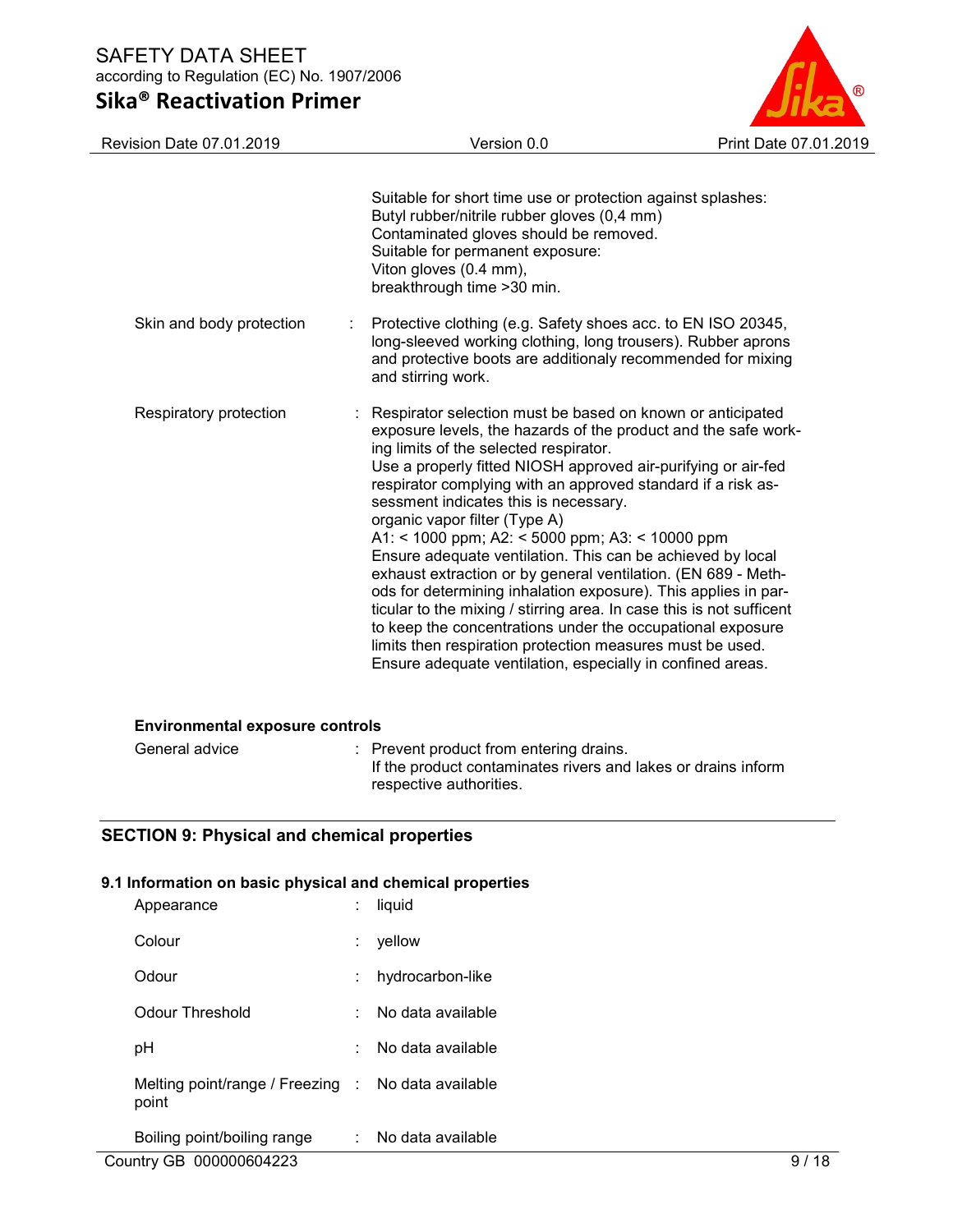Suitable for short time use or protection against splashes:
Butyl rubber/nitrile rubber gloves (0,4 mm)
Contaminated gloves should be removed.
Suitable for permanent exposure:
Viton gloves (0.4 mm),
breakthrough time >30 min.

| | | |
|---|---|---|
| Skin and body protection | : | Protective clothing (e.g. Safety shoes acc. to EN ISO 20345, long-sleeved working clothing, long trousers). Rubber aprons and protective boots are additionaly recommended for mixing and stirring work. |
| Respiratory protection | : | Respirator selection must be based on known or anticipated exposure levels, the hazards of the product and the safe working limits of the selected respirator.<br>Use a properly fitted NIOSH approved air-purifying or air-fed respirator complying with an approved standard if a risk assessment indicates this is necessary.<br>organic vapor filter (Type A)<br>A1: < 1000 ppm; A2: < 5000 ppm; A3: < 10000 ppm<br>Ensure adequate ventilation. This can be achieved by local exhaust extraction or by general ventilation. (EN 689 - Methods for determining inhalation exposure). This applies in particular to the mixing / stirring area. In case this is not sufficent to keep the concentrations under the occupational exposure limits then respiration protection measures must be used.<br>Ensure adequate ventilation, especially in confined areas. |

**Environmental exposure controls**

| | | |
|---|---|---|
| General advice | : | Prevent product from entering drains.<br>If the product contaminates rivers and lakes or drains inform respective authorities. |

## SECTION 9: Physical and chemical properties

### 9.1 Information on basic physical and chemical properties

| | | |
|---|---|---|
| Appearance | : | liquid |
| Colour | : | yellow |
| Odour | : | hydrocarbon-like |
| Odour Threshold | : | No data available |
| pH | : | No data available |
| Melting point/range / Freezing point | : | No data available |
| Boiling point/boiling range | : | No data available |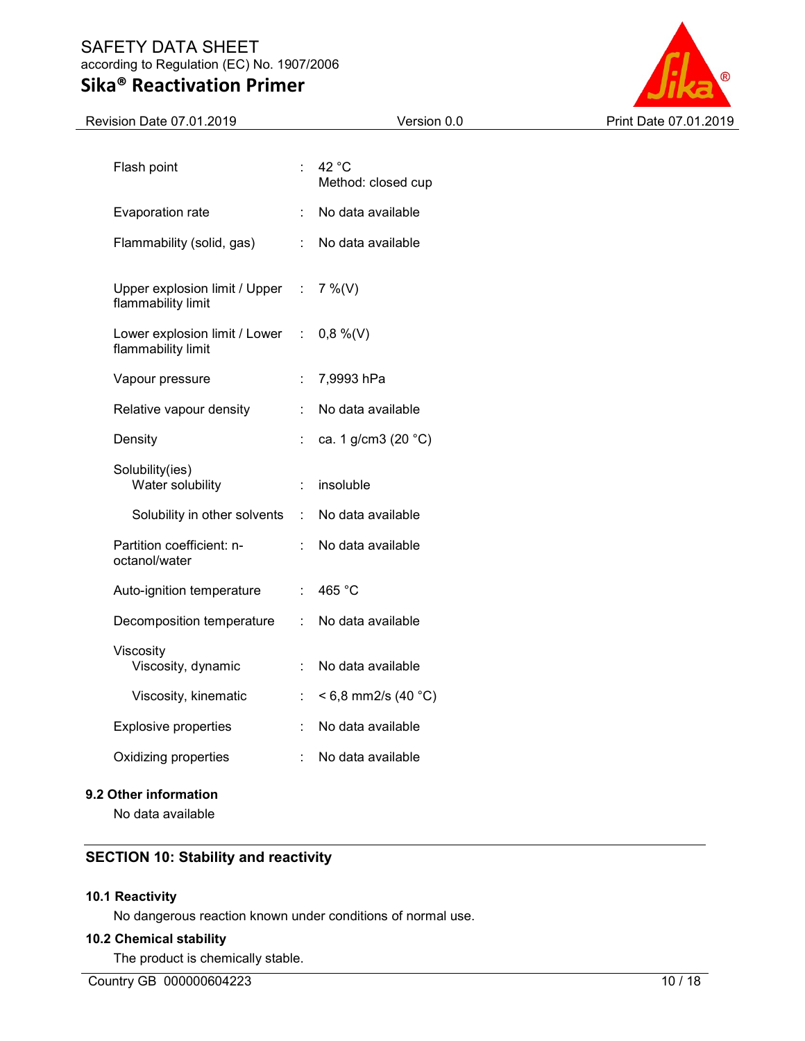| Property | | Value |
|---|---|---|
| Flash point | : | 42 °C<br>Method: closed cup |
| Evaporation rate | : | No data available |
| Flammability (solid, gas) | : | No data available |
| Upper explosion limit / Upper flammability limit | : | 7 %(V) |
| Lower explosion limit / Lower flammability limit | : | 0,8 %(V) |
| Vapour pressure | : | 7,9993 hPa |
| Relative vapour density | : | No data available |
| Density | : | ca. 1 g/cm3 (20 °C) |
| Solubility(ies)<br>Water solubility | : | insoluble |
| Solubility in other solvents | : | No data available |
| Partition coefficient: n-octanol/water | : | No data available |
| Auto-ignition temperature | : | 465 °C |
| Decomposition temperature | : | No data available |
| Viscosity<br>Viscosity, dynamic | : | No data available |
| Viscosity, kinematic | : | < 6,8 mm2/s (40 °C) |
| Explosive properties | : | No data available |
| Oxidizing properties | : | No data available |

### 9.2 Other information

No data available

## SECTION 10: Stability and reactivity

### 10.1 Reactivity

No dangerous reaction known under conditions of normal use.

### 10.2 Chemical stability

The product is chemically stable.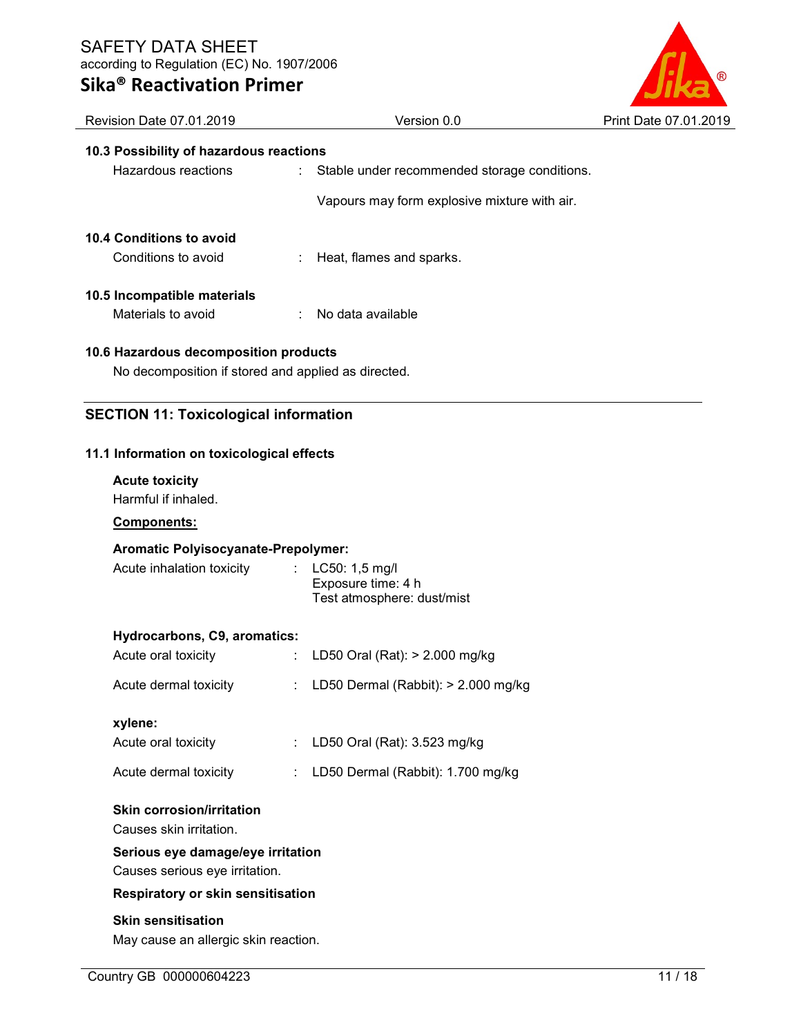### 10.3 Possibility of hazardous reactions

Hazardous reactions : Stable under recommended storage conditions.

Vapours may form explosive mixture with air.

### 10.4 Conditions to avoid

Conditions to avoid : Heat, flames and sparks.

### 10.5 Incompatible materials

Materials to avoid : No data available

### 10.6 Hazardous decomposition products

No decomposition if stored and applied as directed.

## SECTION 11: Toxicological information

### 11.1 Information on toxicological effects

**Acute toxicity**

Harmful if inhaled.

**Components:**

**Aromatic Polyisocyanate-Prepolymer:**

Acute inhalation toxicity : LC50: 1,5 mg/l
Exposure time: 4 h
Test atmosphere: dust/mist

**Hydrocarbons, C9, aromatics:**

Acute oral toxicity : LD50 Oral (Rat): > 2.000 mg/kg

Acute dermal toxicity : LD50 Dermal (Rabbit): > 2.000 mg/kg

**xylene:**

Acute oral toxicity : LD50 Oral (Rat): 3.523 mg/kg

Acute dermal toxicity : LD50 Dermal (Rabbit): 1.700 mg/kg

**Skin corrosion/irritation**

Causes skin irritation.

**Serious eye damage/eye irritation**

Causes serious eye irritation.

**Respiratory or skin sensitisation**

**Skin sensitisation**

May cause an allergic skin reaction.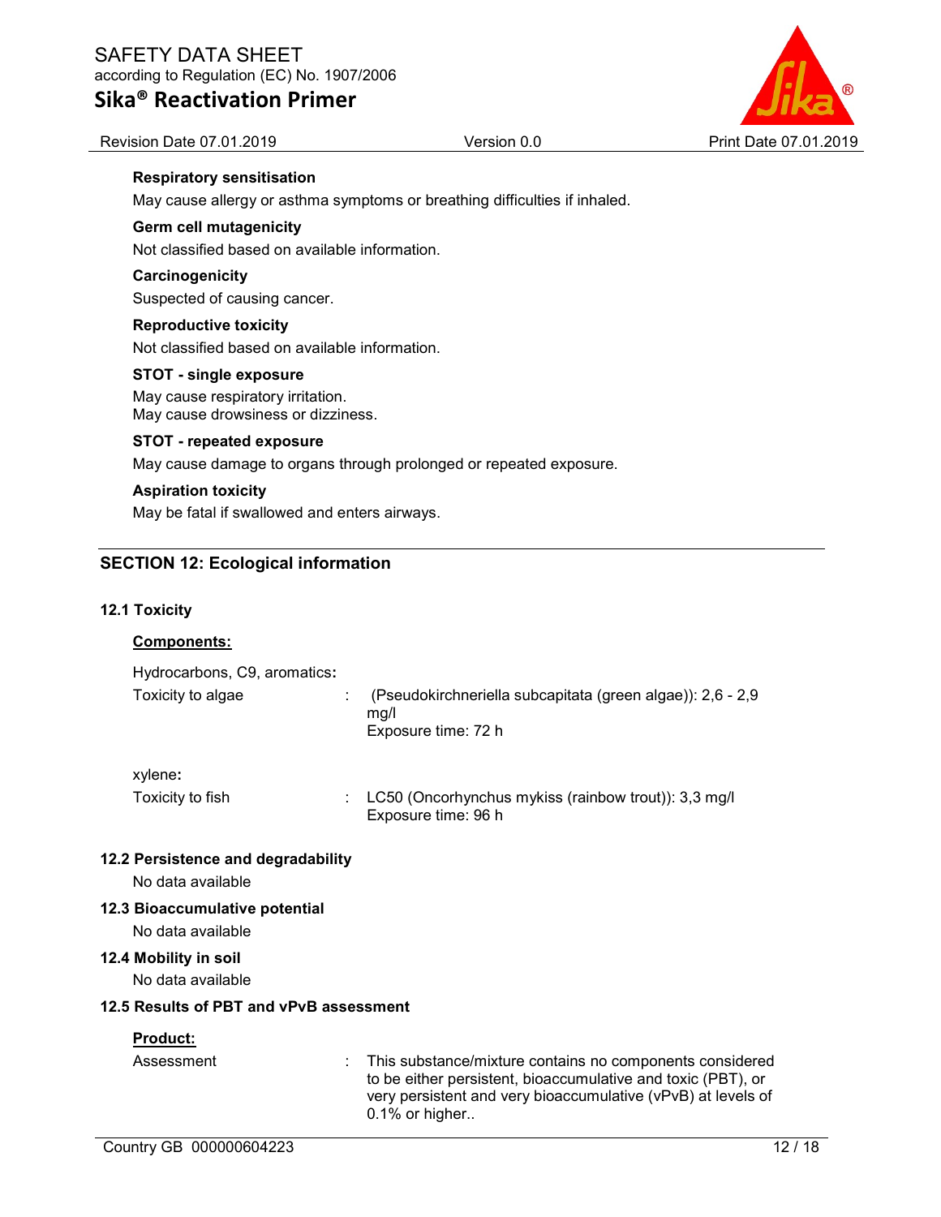**Respiratory sensitisation**

May cause allergy or asthma symptoms or breathing difficulties if inhaled.

**Germ cell mutagenicity**

Not classified based on available information.

**Carcinogenicity**

Suspected of causing cancer.

**Reproductive toxicity**

Not classified based on available information.

**STOT - single exposure**

May cause respiratory irritation.
May cause drowsiness or dizziness.

**STOT - repeated exposure**

May cause damage to organs through prolonged or repeated exposure.

**Aspiration toxicity**

May be fatal if swallowed and enters airways.

## SECTION 12: Ecological information

### 12.1 Toxicity

**Components:**

Hydrocarbons, C9, aromatics**:**

| | | |
|---|---|---|
| Toxicity to algae | : | (Pseudokirchneriella subcapitata (green algae)): 2,6 - 2,9 mg/l<br>Exposure time: 72 h |

xylene**:**

| | | |
|---|---|---|
| Toxicity to fish | : | LC50 (Oncorhynchus mykiss (rainbow trout)): 3,3 mg/l<br>Exposure time: 96 h |

### 12.2 Persistence and degradability

No data available

### 12.3 Bioaccumulative potential

No data available

### 12.4 Mobility in soil

No data available

### 12.5 Results of PBT and vPvB assessment

**Product:**

| | | |
|---|---|---|
| Assessment | : | This substance/mixture contains no components considered to be either persistent, bioaccumulative and toxic (PBT), or very persistent and very bioaccumulative (vPvB) at levels of 0.1% or higher.. |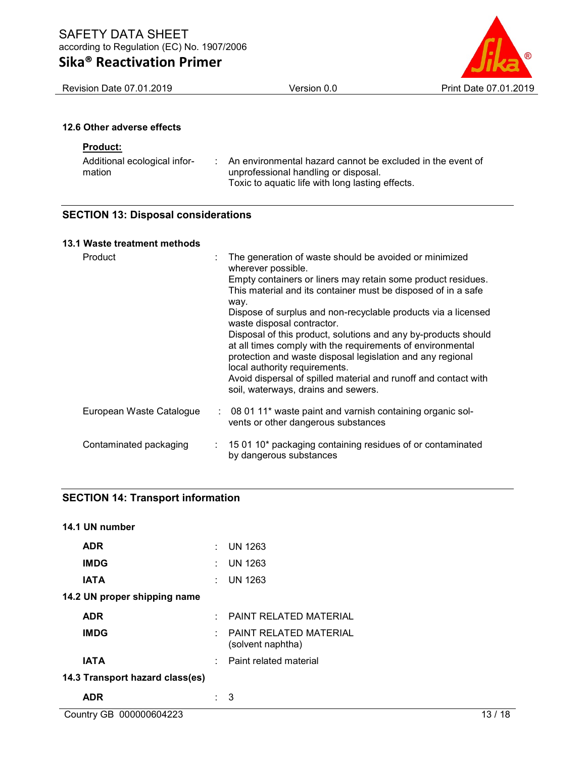### 12.6 Other adverse effects

**Product:**

| | |
|---|---|
| Additional ecological information | : An environmental hazard cannot be excluded in the event of unprofessional handling or disposal.<br>Toxic to aquatic life with long lasting effects. |

## SECTION 13: Disposal considerations

### 13.1 Waste treatment methods

| | |
|---|---|
| Product | : The generation of waste should be avoided or minimized wherever possible.<br>Empty containers or liners may retain some product residues.<br>This material and its container must be disposed of in a safe way.<br>Dispose of surplus and non-recyclable products via a licensed waste disposal contractor.<br>Disposal of this product, solutions and any by-products should at all times comply with the requirements of environmental protection and waste disposal legislation and any regional local authority requirements.<br>Avoid dispersal of spilled material and runoff and contact with soil, waterways, drains and sewers. |
| European Waste Catalogue | : 08 01 11* waste paint and varnish containing organic solvents or other dangerous substances |
| Contaminated packaging | : 15 01 10* packaging containing residues of or contaminated by dangerous substances |

## SECTION 14: Transport information

### 14.1 UN number

| | |
|---|---|
| **ADR** | : UN 1263 |
| **IMDG** | : UN 1263 |
| **IATA** | : UN 1263 |

### 14.2 UN proper shipping name

| | |
|---|---|
| **ADR** | : PAINT RELATED MATERIAL |
| **IMDG** | : PAINT RELATED MATERIAL (solvent naphtha) |
| **IATA** | : Paint related material |

### 14.3 Transport hazard class(es)

| | |
|---|---|
| **ADR** | : 3 |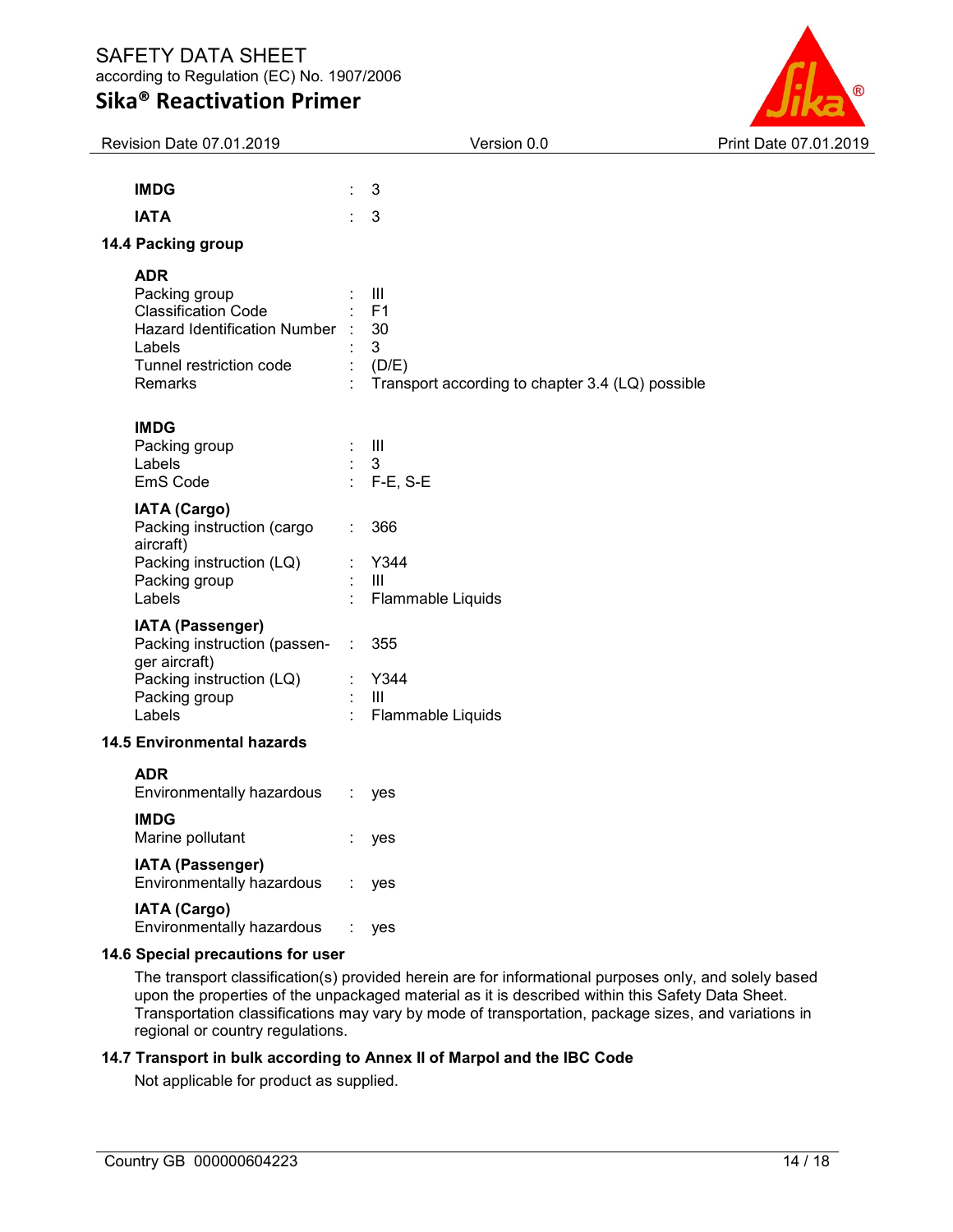| | | |
|---|---|---|
| **IMDG** | : | 3 |
| **IATA** | : | 3 |

### 14.4 Packing group

**ADR**

| | | |
|---|---|---|
| Packing group | : | III |
| Classification Code | : | F1 |
| Hazard Identification Number | : | 30 |
| Labels | : | 3 |
| Tunnel restriction code | : | (D/E) |
| Remarks | : | Transport according to chapter 3.4 (LQ) possible |

**IMDG**

| | | |
|---|---|---|
| Packing group | : | III |
| Labels | : | 3 |
| EmS Code | : | F-E, S-E |

**IATA (Cargo)**

| | | |
|---|---|---|
| Packing instruction (cargo aircraft) | : | 366 |
| Packing instruction (LQ) | : | Y344 |
| Packing group | : | III |
| Labels | : | Flammable Liquids |

**IATA (Passenger)**

| | | |
|---|---|---|
| Packing instruction (passenger aircraft) | : | 355 |
| Packing instruction (LQ) | : | Y344 |
| Packing group | : | III |
| Labels | : | Flammable Liquids |

### 14.5 Environmental hazards

**ADR**

| | | |
|---|---|---|
| Environmentally hazardous | : | yes |

**IMDG**

| | | |
|---|---|---|
| Marine pollutant | : | yes |

**IATA (Passenger)**

| | | |
|---|---|---|
| Environmentally hazardous | : | yes |

**IATA (Cargo)**

| | | |
|---|---|---|
| Environmentally hazardous | : | yes |

### 14.6 Special precautions for user

The transport classification(s) provided herein are for informational purposes only, and solely based upon the properties of the unpackaged material as it is described within this Safety Data Sheet. Transportation classifications may vary by mode of transportation, package sizes, and variations in regional or country regulations.

### 14.7 Transport in bulk according to Annex II of Marpol and the IBC Code

Not applicable for product as supplied.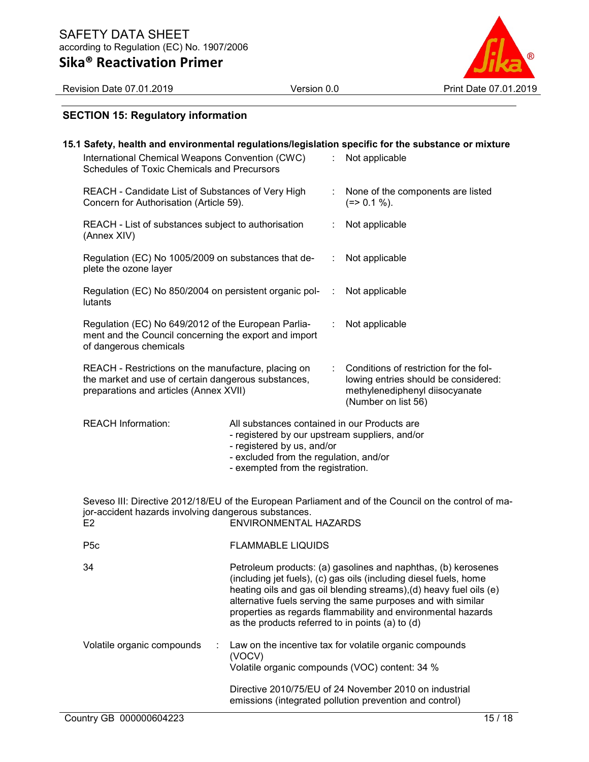## SECTION 15: Regulatory information

### 15.1 Safety, health and environmental regulations/legislation specific for the substance or mixture

| | | |
|---|---|---|
| International Chemical Weapons Convention (CWC) Schedules of Toxic Chemicals and Precursors | : | Not applicable |
| REACH - Candidate List of Substances of Very High Concern for Authorisation (Article 59). | : | None of the components are listed (=> 0.1 %). |
| REACH - List of substances subject to authorisation (Annex XIV) | : | Not applicable |
| Regulation (EC) No 1005/2009 on substances that deplete the ozone layer | : | Not applicable |
| Regulation (EC) No 850/2004 on persistent organic pollutants | : | Not applicable |
| Regulation (EC) No 649/2012 of the European Parliament and the Council concerning the export and import of dangerous chemicals | : | Not applicable |
| REACH - Restrictions on the manufacture, placing on the market and use of certain dangerous substances, preparations and articles (Annex XVII) | : | Conditions of restriction for the following entries should be considered: methylenediphenyl diisocyanate (Number on list 56) |

REACH Information: All substances contained in our Products are
- registered by our upstream suppliers, and/or
- registered by us, and/or
- excluded from the regulation, and/or
- exempted from the registration.

Seveso III: Directive 2012/18/EU of the European Parliament and of the Council on the control of major-accident hazards involving dangerous substances.

| | |
|---|---|
| E2 | ENVIRONMENTAL HAZARDS |
| P5c | FLAMMABLE LIQUIDS |
| 34 | Petroleum products: (a) gasolines and naphthas, (b) kerosenes (including jet fuels), (c) gas oils (including diesel fuels, home heating oils and gas oil blending streams),(d) heavy fuel oils (e) alternative fuels serving the same purposes and with similar properties as regards flammability and environmental hazards as the products referred to in points (a) to (d) |

Volatile organic compounds : Law on the incentive tax for volatile organic compounds (VOCV)
Volatile organic compounds (VOC) content: 34 %

Directive 2010/75/EU of 24 November 2010 on industrial emissions (integrated pollution prevention and control)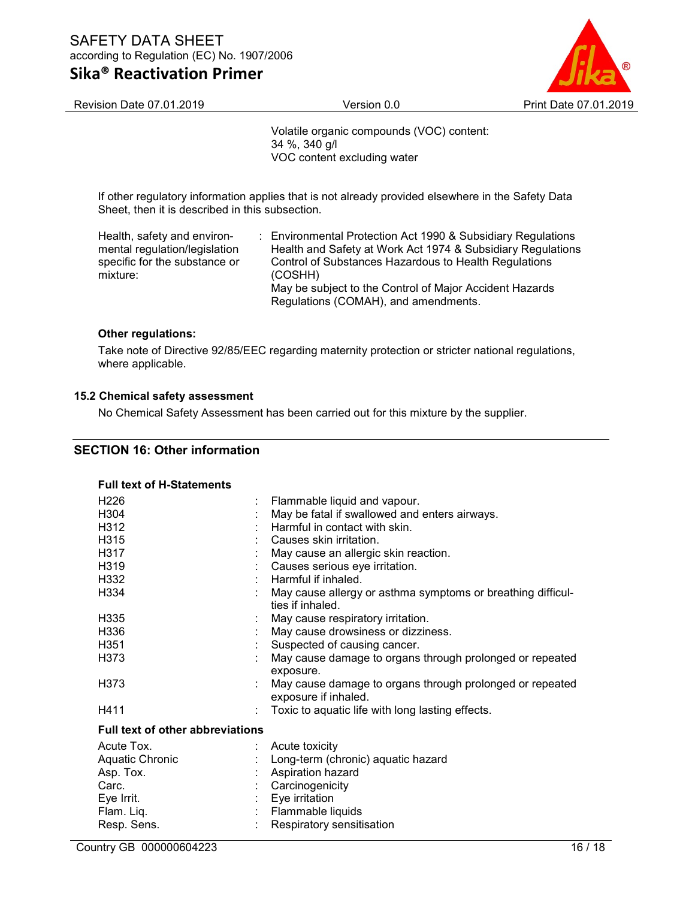Volatile organic compounds (VOC) content:
34 %, 340 g/l
VOC content excluding water

If other regulatory information applies that is not already provided elsewhere in the Safety Data Sheet, then it is described in this subsection.

| | | |
|---|---|---|
| Health, safety and environmental regulation/legislation specific for the substance or mixture: | : | Environmental Protection Act 1990 & Subsidiary Regulations<br>Health and Safety at Work Act 1974 & Subsidiary Regulations<br>Control of Substances Hazardous to Health Regulations (COSHH)<br>May be subject to the Control of Major Accident Hazards Regulations (COMAH), and amendments. |

**Other regulations:**

Take note of Directive 92/85/EEC regarding maternity protection or stricter national regulations, where applicable.

### 15.2 Chemical safety assessment

No Chemical Safety Assessment has been carried out for this mixture by the supplier.

## SECTION 16: Other information

**Full text of H-Statements**

| | | |
|---|---|---|
| H226 | : | Flammable liquid and vapour. |
| H304 | : | May be fatal if swallowed and enters airways. |
| H312 | : | Harmful in contact with skin. |
| H315 | : | Causes skin irritation. |
| H317 | : | May cause an allergic skin reaction. |
| H319 | : | Causes serious eye irritation. |
| H332 | : | Harmful if inhaled. |
| H334 | : | May cause allergy or asthma symptoms or breathing difficulties if inhaled. |
| H335 | : | May cause respiratory irritation. |
| H336 | : | May cause drowsiness or dizziness. |
| H351 | : | Suspected of causing cancer. |
| H373 | : | May cause damage to organs through prolonged or repeated exposure. |
| H373 | : | May cause damage to organs through prolonged or repeated exposure if inhaled. |
| H411 | : | Toxic to aquatic life with long lasting effects. |

**Full text of other abbreviations**

| | | |
|---|---|---|
| Acute Tox. | : | Acute toxicity |
| Aquatic Chronic | : | Long-term (chronic) aquatic hazard |
| Asp. Tox. | : | Aspiration hazard |
| Carc. | : | Carcinogenicity |
| Eye Irrit. | : | Eye irritation |
| Flam. Liq. | : | Flammable liquids |
| Resp. Sens. | : | Respiratory sensitisation |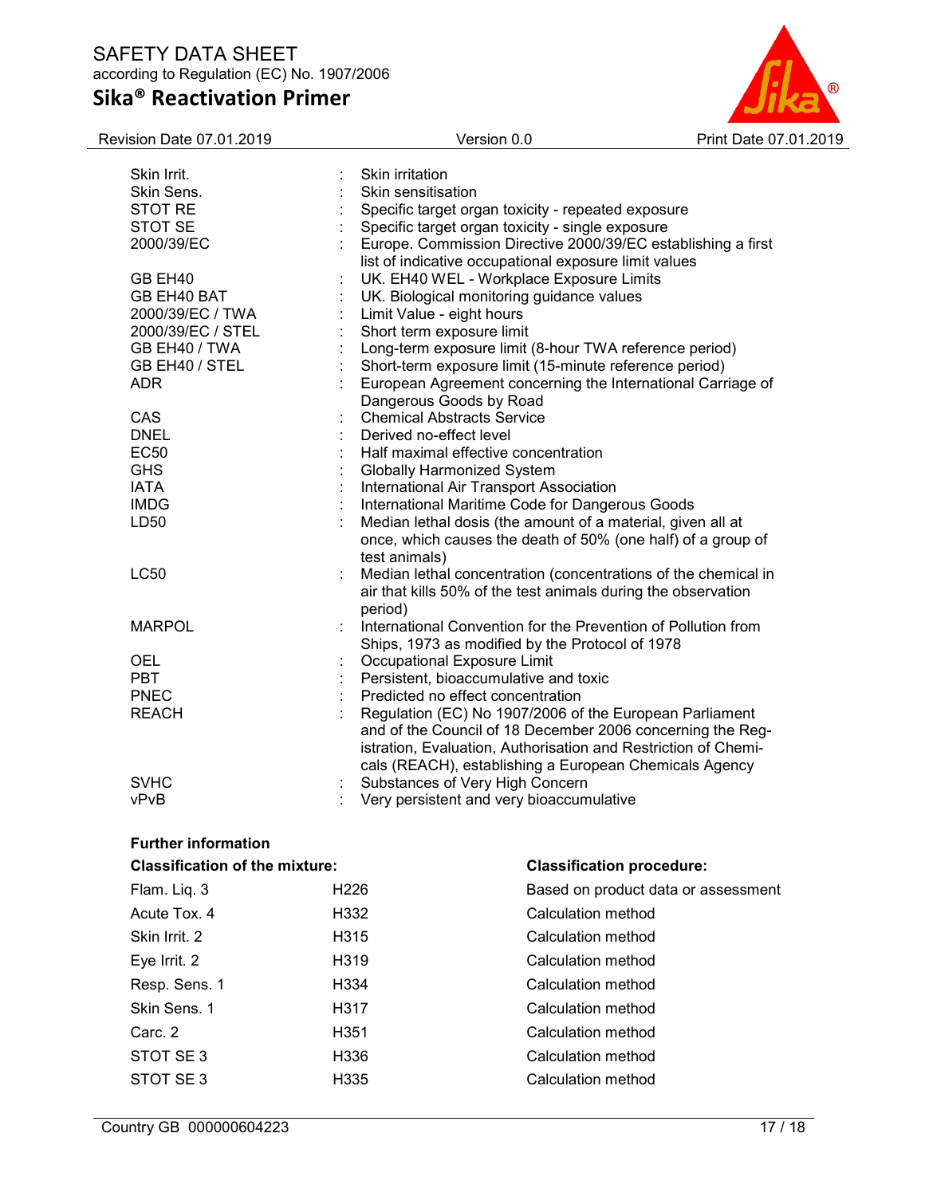| | | |
|---|---|---|
| Skin Irrit. | : | Skin irritation |
| Skin Sens. | : | Skin sensitisation |
| STOT RE | : | Specific target organ toxicity - repeated exposure |
| STOT SE | : | Specific target organ toxicity - single exposure |
| 2000/39/EC | : | Europe. Commission Directive 2000/39/EC establishing a first list of indicative occupational exposure limit values |
| GB EH40 | : | UK. EH40 WEL - Workplace Exposure Limits |
| GB EH40 BAT | : | UK. Biological monitoring guidance values |
| 2000/39/EC / TWA | : | Limit Value - eight hours |
| 2000/39/EC / STEL | : | Short term exposure limit |
| GB EH40 / TWA | : | Long-term exposure limit (8-hour TWA reference period) |
| GB EH40 / STEL | : | Short-term exposure limit (15-minute reference period) |
| ADR | : | European Agreement concerning the International Carriage of Dangerous Goods by Road |
| CAS | : | Chemical Abstracts Service |
| DNEL | : | Derived no-effect level |
| EC50 | : | Half maximal effective concentration |
| GHS | : | Globally Harmonized System |
| IATA | : | International Air Transport Association |
| IMDG | : | International Maritime Code for Dangerous Goods |
| LD50 | : | Median lethal dosis (the amount of a material, given all at once, which causes the death of 50% (one half) of a group of test animals) |
| LC50 | : | Median lethal concentration (concentrations of the chemical in air that kills 50% of the test animals during the observation period) |
| MARPOL | : | International Convention for the Prevention of Pollution from Ships, 1973 as modified by the Protocol of 1978 |
| OEL | : | Occupational Exposure Limit |
| PBT | : | Persistent, bioaccumulative and toxic |
| PNEC | : | Predicted no effect concentration |
| REACH | : | Regulation (EC) No 1907/2006 of the European Parliament and of the Council of 18 December 2006 concerning the Registration, Evaluation, Authorisation and Restriction of Chemicals (REACH), establishing a European Chemicals Agency |
| SVHC | : | Substances of Very High Concern |
| vPvB | : | Very persistent and very bioaccumulative |

**Further information**

| **Classification of the mixture:** | | **Classification procedure:** |
|---|---|---|
| Flam. Liq. 3 | H226 | Based on product data or assessment |
| Acute Tox. 4 | H332 | Calculation method |
| Skin Irrit. 2 | H315 | Calculation method |
| Eye Irrit. 2 | H319 | Calculation method |
| Resp. Sens. 1 | H334 | Calculation method |
| Skin Sens. 1 | H317 | Calculation method |
| Carc. 2 | H351 | Calculation method |
| STOT SE 3 | H336 | Calculation method |
| STOT SE 3 | H335 | Calculation method |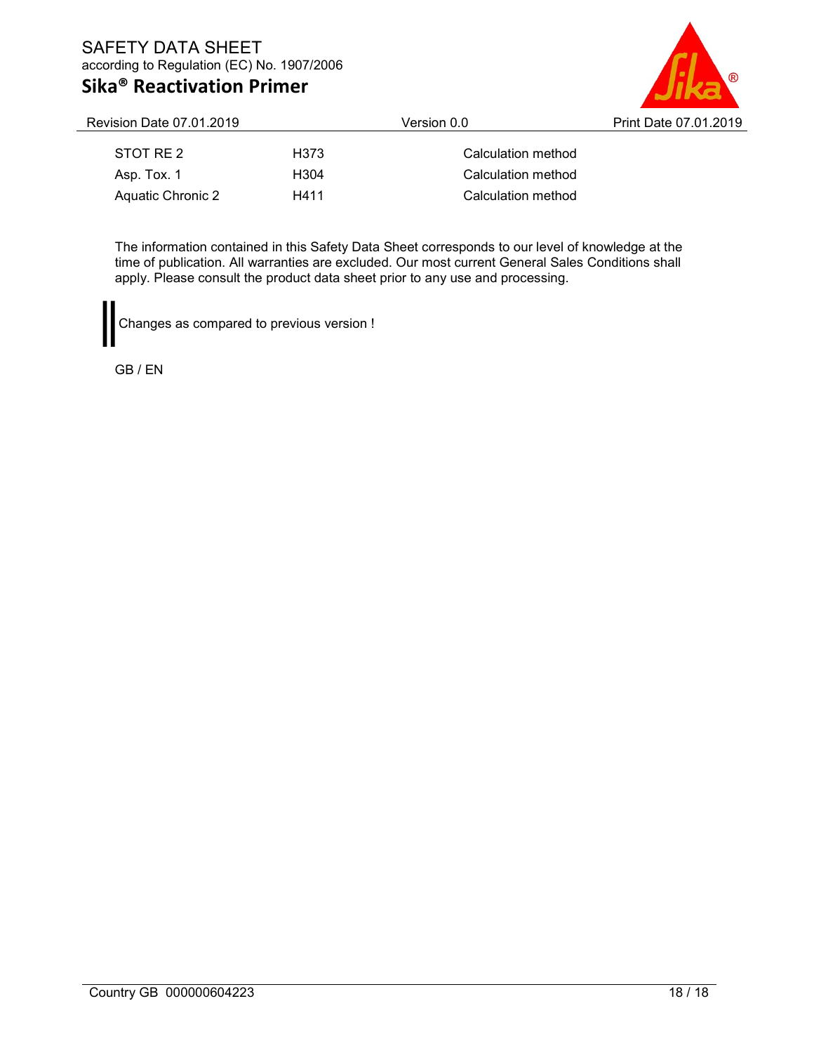| | | |
|---|---|---|
| STOT RE 2 | H373 | Calculation method |
| Asp. Tox. 1 | H304 | Calculation method |
| Aquatic Chronic 2 | H411 | Calculation method |

The information contained in this Safety Data Sheet corresponds to our level of knowledge at the time of publication. All warranties are excluded. Our most current General Sales Conditions shall apply. Please consult the product data sheet prior to any use and processing.

Changes as compared to previous version !

GB / EN